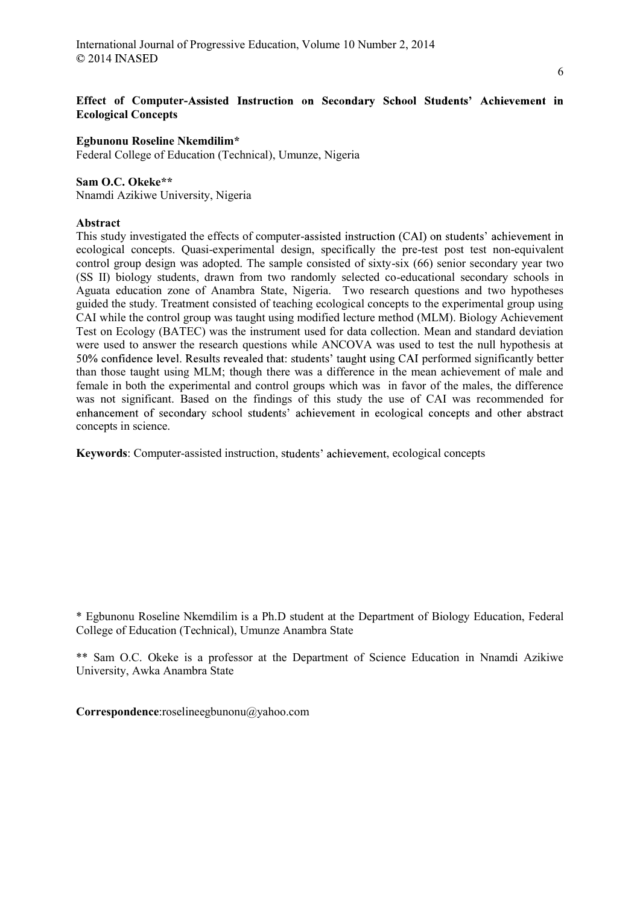# Effect of Computer-Assisted Instruction on Secondary School Students' Achievement in Ecological Concepts

**Egbunonu Roseline Nkemdilim***
Federal College of Education (Technical), Umunze, Nigeria

**Sam O.C. Okeke****
Nnamdi Azikiwe University, Nigeria

## Abstract

This study investigated the effects of computer-assisted instruction (CAI) on students' achievement in ecological concepts. Quasi-experimental design, specifically the pre-test post test non-equivalent control group design was adopted. The sample consisted of sixty-six (66) senior secondary year two (SS II) biology students, drawn from two randomly selected co-educational secondary schools in Aguata education zone of Anambra State, Nigeria. Two research questions and two hypotheses guided the study. Treatment consisted of teaching ecological concepts to the experimental group using CAI while the control group was taught using modified lecture method (MLM). Biology Achievement Test on Ecology (BATEC) was the instrument used for data collection. Mean and standard deviation were used to answer the research questions while ANCOVA was used to test the null hypothesis at 50% confidence level. Results revealed that: students' taught using CAI performed significantly better than those taught using MLM; though there was a difference in the mean achievement of male and female in both the experimental and control groups which was in favor of the males, the difference was not significant. Based on the findings of this study the use of CAI was recommended for enhancement of secondary school students' achievement in ecological concepts and other abstract concepts in science.

**Keywords**: Computer-assisted instruction, students' achievement, ecological concepts

\* Egbunonu Roseline Nkemdilim is a Ph.D student at the Department of Biology Education, Federal College of Education (Technical), Umunze Anambra State

\*\* Sam O.C. Okeke is a professor at the Department of Science Education in Nnamdi Azikiwe University, Awka Anambra State

**Correspondence**:roselineegbunonu@yahoo.com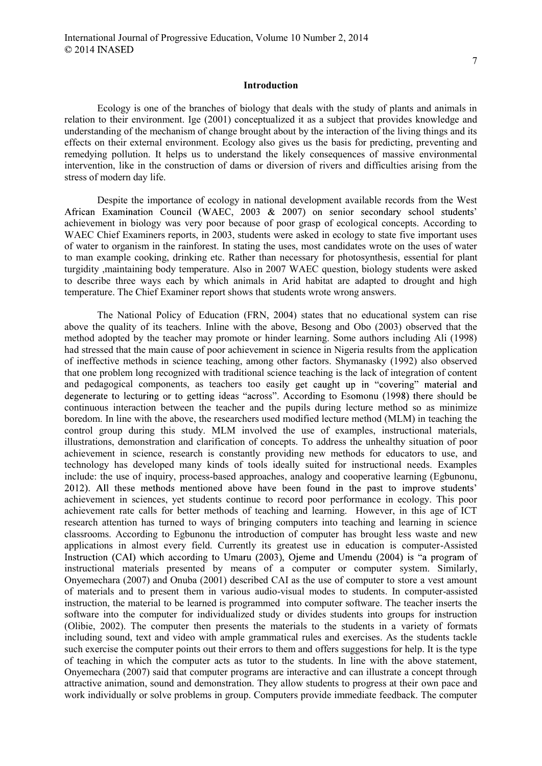## Introduction

Ecology is one of the branches of biology that deals with the study of plants and animals in relation to their environment. Ige (2001) conceptualized it as a subject that provides knowledge and understanding of the mechanism of change brought about by the interaction of the living things and its effects on their external environment. Ecology also gives us the basis for predicting, preventing and remedying pollution. It helps us to understand the likely consequences of massive environmental intervention, like in the construction of dams or diversion of rivers and difficulties arising from the stress of modern day life.

Despite the importance of ecology in national development available records from the West African Examination Council (WAEC, 2003 & 2007) on senior secondary school students' achievement in biology was very poor because of poor grasp of ecological concepts. According to WAEC Chief Examiners reports, in 2003, students were asked in ecology to state five important uses of water to organism in the rainforest. In stating the uses, most candidates wrote on the uses of water to man example cooking, drinking etc. Rather than necessary for photosynthesis, essential for plant turgidity ,maintaining body temperature. Also in 2007 WAEC question, biology students were asked to describe three ways each by which animals in Arid habitat are adapted to drought and high temperature. The Chief Examiner report shows that students wrote wrong answers.

The National Policy of Education (FRN, 2004) states that no educational system can rise above the quality of its teachers. Inline with the above, Besong and Obo (2003) observed that the method adopted by the teacher may promote or hinder learning. Some authors including Ali (1998) had stressed that the main cause of poor achievement in science in Nigeria results from the application of ineffective methods in science teaching, among other factors. Shymanasky (1992) also observed that one problem long recognized with traditional science teaching is the lack of integration of content and pedagogical components, as teachers too easily get caught up in "covering" material and degenerate to lecturing or to getting ideas "across". According to Esomonu (1998) there should be continuous interaction between the teacher and the pupils during lecture method so as minimize boredom. In line with the above, the researchers used modified lecture method (MLM) in teaching the control group during this study. MLM involved the use of examples, instructional materials, illustrations, demonstration and clarification of concepts. To address the unhealthy situation of poor achievement in science, research is constantly providing new methods for educators to use, and technology has developed many kinds of tools ideally suited for instructional needs. Examples include: the use of inquiry, process-based approaches, analogy and cooperative learning (Egbunonu, 2012). All these methods mentioned above have been found in the past to improve students' achievement in sciences, yet students continue to record poor performance in ecology. This poor achievement rate calls for better methods of teaching and learning. However, in this age of ICT research attention has turned to ways of bringing computers into teaching and learning in science classrooms. According to Egbunonu the introduction of computer has brought less waste and new applications in almost every field. Currently its greatest use in education is computer-Assisted Instruction (CAI) which according to Umaru (2003), Ojeme and Umendu (2004) is "a program of instructional materials presented by means of a computer or computer system. Similarly, Onyemechara (2007) and Onuba (2001) described CAI as the use of computer to store a vest amount of materials and to present them in various audio-visual modes to students. In computer-assisted instruction, the material to be learned is programmed into computer software. The teacher inserts the software into the computer for individualized study or divides students into groups for instruction (Olibie, 2002). The computer then presents the materials to the students in a variety of formats including sound, text and video with ample grammatical rules and exercises. As the students tackle such exercise the computer points out their errors to them and offers suggestions for help. It is the type of teaching in which the computer acts as tutor to the students. In line with the above statement, Onyemechara (2007) said that computer programs are interactive and can illustrate a concept through attractive animation, sound and demonstration. They allow students to progress at their own pace and work individually or solve problems in group. Computers provide immediate feedback. The computer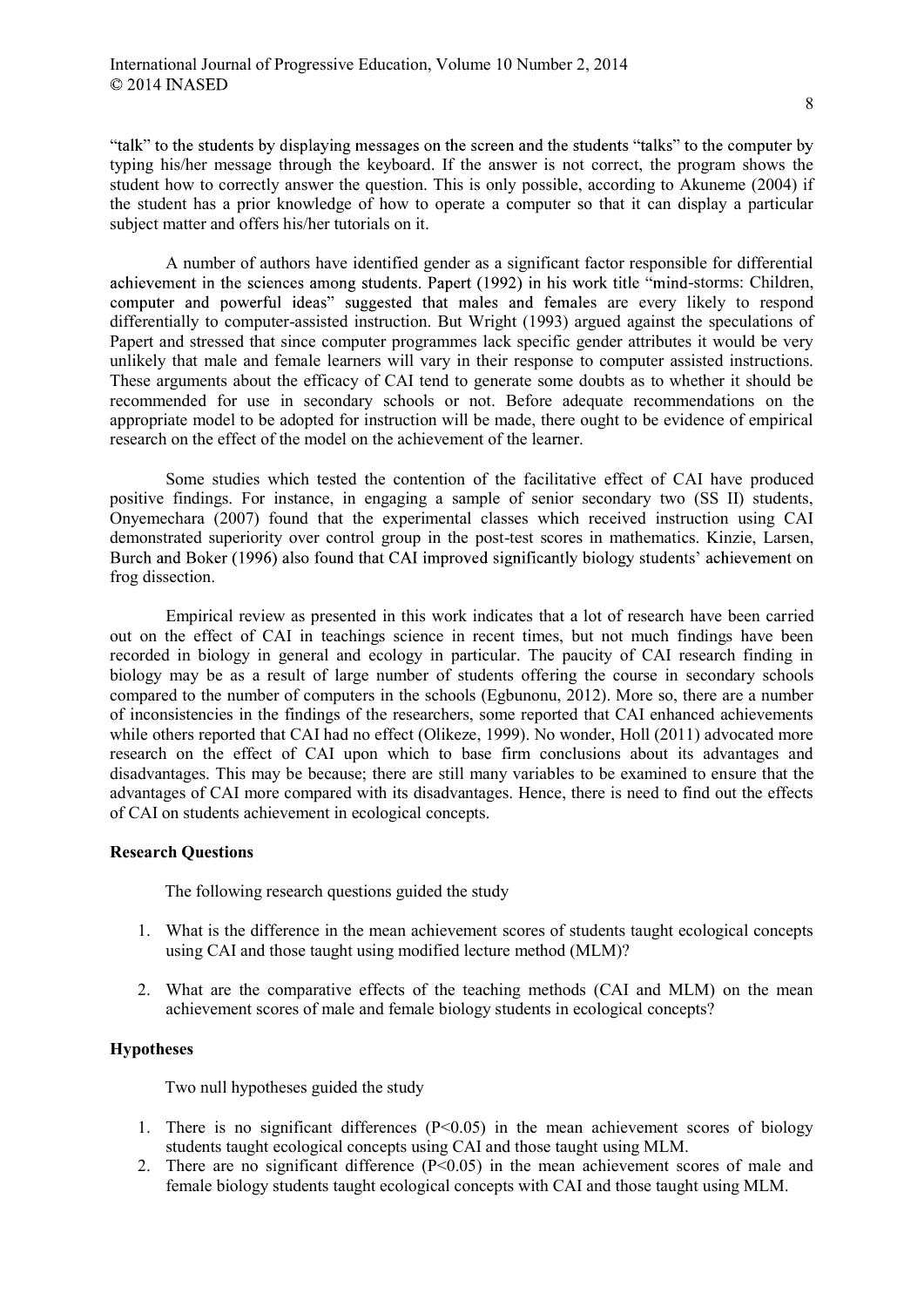"talk" to the students by displaying messages on the screen and the students "talks" to the computer by typing his/her message through the keyboard. If the answer is not correct, the program shows the student how to correctly answer the question. This is only possible, according to Akuneme (2004) if the student has a prior knowledge of how to operate a computer so that it can display a particular subject matter and offers his/her tutorials on it.

A number of authors have identified gender as a significant factor responsible for differential achievement in the sciences among students. Papert (1992) in his work title "mind-storms: Children, computer and powerful ideas" suggested that males and females are every likely to respond differentially to computer-assisted instruction. But Wright (1993) argued against the speculations of Papert and stressed that since computer programmes lack specific gender attributes it would be very unlikely that male and female learners will vary in their response to computer assisted instructions. These arguments about the efficacy of CAI tend to generate some doubts as to whether it should be recommended for use in secondary schools or not. Before adequate recommendations on the appropriate model to be adopted for instruction will be made, there ought to be evidence of empirical research on the effect of the model on the achievement of the learner.

Some studies which tested the contention of the facilitative effect of CAI have produced positive findings. For instance, in engaging a sample of senior secondary two (SS II) students, Onyemechara (2007) found that the experimental classes which received instruction using CAI demonstrated superiority over control group in the post-test scores in mathematics. Kinzie, Larsen, Burch and Boker (1996) also found that CAI improved significantly biology students' achievement on frog dissection.

Empirical review as presented in this work indicates that a lot of research have been carried out on the effect of CAI in teachings science in recent times, but not much findings have been recorded in biology in general and ecology in particular. The paucity of CAI research finding in biology may be as a result of large number of students offering the course in secondary schools compared to the number of computers in the schools (Egbunonu, 2012). More so, there are a number of inconsistencies in the findings of the researchers, some reported that CAI enhanced achievements while others reported that CAI had no effect (Olikeze, 1999). No wonder, Holl (2011) advocated more research on the effect of CAI upon which to base firm conclusions about its advantages and disadvantages. This may be because; there are still many variables to be examined to ensure that the advantages of CAI more compared with its disadvantages. Hence, there is need to find out the effects of CAI on students achievement in ecological concepts.

**Research Questions**

The following research questions guided the study

1. What is the difference in the mean achievement scores of students taught ecological concepts using CAI and those taught using modified lecture method (MLM)?

2. What are the comparative effects of the teaching methods (CAI and MLM) on the mean achievement scores of male and female biology students in ecological concepts?

**Hypotheses**

Two null hypotheses guided the study

1. There is no significant differences ($P<0.05$) in the mean achievement scores of biology students taught ecological concepts using CAI and those taught using MLM.
2. There are no significant difference ($P<0.05$) in the mean achievement scores of male and female biology students taught ecological concepts with CAI and those taught using MLM.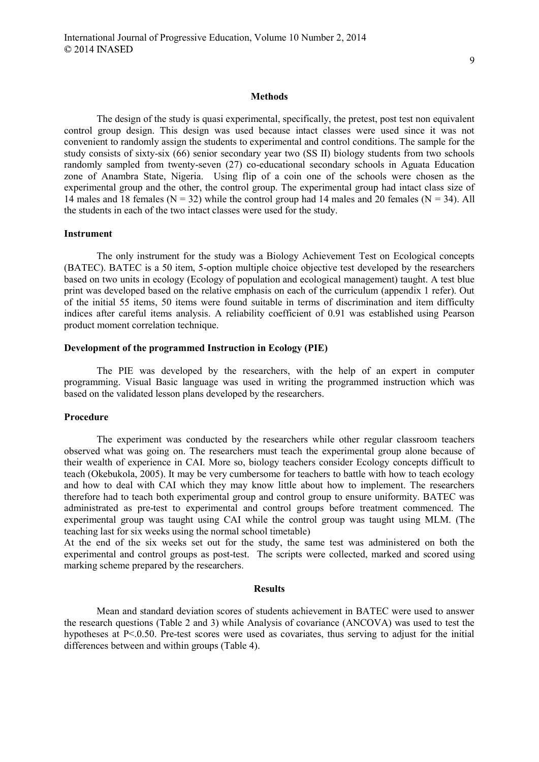## Methods

The design of the study is quasi experimental, specifically, the pretest, post test non equivalent control group design. This design was used because intact classes were used since it was not convenient to randomly assign the students to experimental and control conditions. The sample for the study consists of sixty-six (66) senior secondary year two (SS II) biology students from two schools randomly sampled from twenty-seven (27) co-educational secondary schools in Aguata Education zone of Anambra State, Nigeria. Using flip of a coin one of the schools were chosen as the experimental group and the other, the control group. The experimental group had intact class size of 14 males and 18 females (N = 32) while the control group had 14 males and 20 females (N = 34). All the students in each of the two intact classes were used for the study.

### Instrument

The only instrument for the study was a Biology Achievement Test on Ecological concepts (BATEC). BATEC is a 50 item, 5-option multiple choice objective test developed by the researchers based on two units in ecology (Ecology of population and ecological management) taught. A test blue print was developed based on the relative emphasis on each of the curriculum (appendix 1 refer). Out of the initial 55 items, 50 items were found suitable in terms of discrimination and item difficulty indices after careful items analysis. A reliability coefficient of 0.91 was established using Pearson product moment correlation technique.

### Development of the programmed Instruction in Ecology (PIE)

The PIE was developed by the researchers, with the help of an expert in computer programming. Visual Basic language was used in writing the programmed instruction which was based on the validated lesson plans developed by the researchers.

### Procedure

The experiment was conducted by the researchers while other regular classroom teachers observed what was going on. The researchers must teach the experimental group alone because of their wealth of experience in CAI. More so, biology teachers consider Ecology concepts difficult to teach (Okebukola, 2005). It may be very cumbersome for teachers to battle with how to teach ecology and how to deal with CAI which they may know little about how to implement. The researchers therefore had to teach both experimental group and control group to ensure uniformity. BATEC was administrated as pre-test to experimental and control groups before treatment commenced. The experimental group was taught using CAI while the control group was taught using MLM. (The teaching last for six weeks using the normal school timetable)

At the end of the six weeks set out for the study, the same test was administered on both the experimental and control groups as post-test. The scripts were collected, marked and scored using marking scheme prepared by the researchers.

## Results

Mean and standard deviation scores of students achievement in BATEC were used to answer the research questions (Table 2 and 3) while Analysis of covariance (ANCOVA) was used to test the hypotheses at P<.0.50. Pre-test scores were used as covariates, thus serving to adjust for the initial differences between and within groups (Table 4).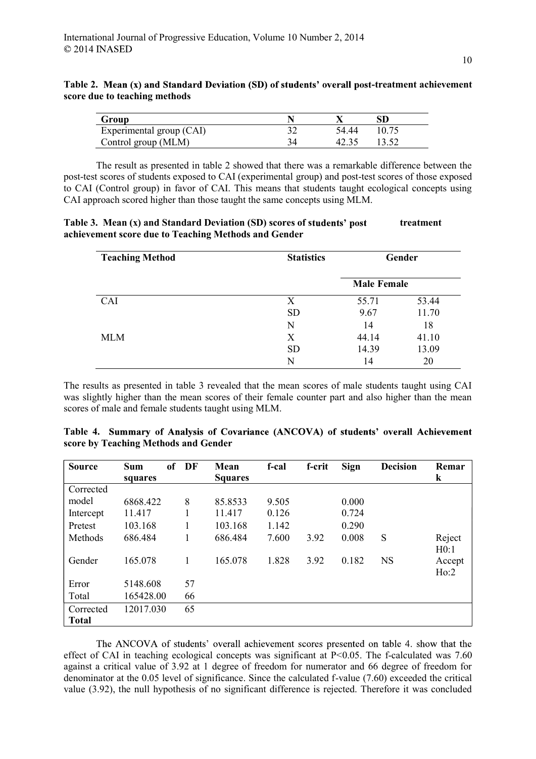**Table 2. Mean (x) and Standard Deviation (SD) of students' overall post-treatment achievement score due to teaching methods**

| Group | N | X | SD |
|---|---|---|---|
| Experimental group (CAI) | 32 | 54.44 | 10.75 |
| Control group (MLM) | 34 | 42.35 | 13.52 |

The result as presented in table 2 showed that there was a remarkable difference between the post-test scores of students exposed to CAI (experimental group) and post-test scores of those exposed to CAI (Control group) in favor of CAI. This means that students taught ecological concepts using CAI approach scored higher than those taught the same concepts using MLM.

**Table 3. Mean (x) and Standard Deviation (SD) scores of students' post treatment achievement score due to Teaching Methods and Gender**

| Teaching Method | Statistics | Gender | |
|---|---|---|---|
| | | Male | Female |
| CAI | X | 55.71 | 53.44 |
| | SD | 9.67 | 11.70 |
| | N | 14 | 18 |
| MLM | X | 44.14 | 41.10 |
| | SD | 14.39 | 13.09 |
| | N | 14 | 20 |

The results as presented in table 3 revealed that the mean scores of male students taught using CAI was slightly higher than the mean scores of their female counter part and also higher than the mean scores of male and female students taught using MLM.

**Table 4. Summary of Analysis of Covariance (ANCOVA) of students' overall Achievement score by Teaching Methods and Gender**

| Source | Sum of squares | DF | Mean Squares | f-cal | f-crit | Sign | Decision | Remark |
|---|---|---|---|---|---|---|---|---|
| Corrected model | 6868.422 | 8 | 85.8533 | 9.505 | | 0.000 | | |
| Intercept | 11.417 | 1 | 11.417 | 0.126 | | 0.724 | | |
| Pretest | 103.168 | 1 | 103.168 | 1.142 | | 0.290 | | |
| Methods | 686.484 | 1 | 686.484 | 7.600 | 3.92 | 0.008 | S | Reject H0:1 |
| Gender | 165.078 | 1 | 165.078 | 1.828 | 3.92 | 0.182 | NS | Accept Ho:2 |
| Error | 5148.608 | 57 | | | | | | |
| Total | 165428.00 | 66 | | | | | | |
| Corrected **Total** | 12017.030 | 65 | | | | | | |

The ANCOVA of students' overall achievement scores presented on table 4. show that the effect of CAI in teaching ecological concepts was significant at $P<0.05$. The f-calculated was 7.60 against a critical value of 3.92 at 1 degree of freedom for numerator and 66 degree of freedom for denominator at the 0.05 level of significance. Since the calculated f-value (7.60) exceeded the critical value (3.92), the null hypothesis of no significant difference is rejected. Therefore it was concluded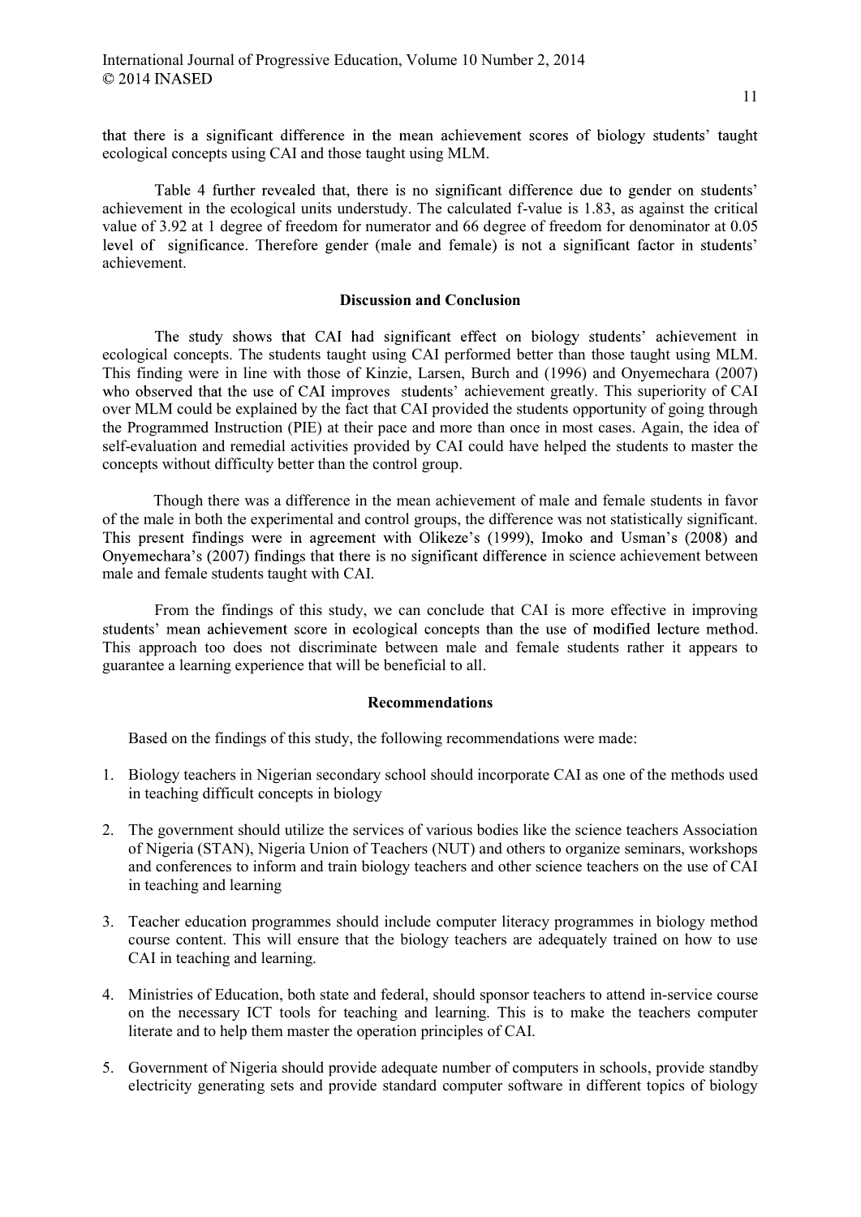that there is a significant difference in the mean achievement scores of biology students' taught ecological concepts using CAI and those taught using MLM.

Table 4 further revealed that, there is no significant difference due to gender on students' achievement in the ecological units understudy. The calculated f-value is 1.83, as against the critical value of 3.92 at 1 degree of freedom for numerator and 66 degree of freedom for denominator at 0.05 level of significance. Therefore gender (male and female) is not a significant factor in students' achievement.

### Discussion and Conclusion

The study shows that CAI had significant effect on biology students' achievement in ecological concepts. The students taught using CAI performed better than those taught using MLM. This finding were in line with those of Kinzie, Larsen, Burch and (1996) and Onyemechara (2007) who observed that the use of CAI improves students' achievement greatly. This superiority of CAI over MLM could be explained by the fact that CAI provided the students opportunity of going through the Programmed Instruction (PIE) at their pace and more than once in most cases. Again, the idea of self-evaluation and remedial activities provided by CAI could have helped the students to master the concepts without difficulty better than the control group.

Though there was a difference in the mean achievement of male and female students in favor of the male in both the experimental and control groups, the difference was not statistically significant. This present findings were in agreement with Olikeze's (1999), Imoko and Usman's (2008) and Onyemechara's (2007) findings that there is no significant difference in science achievement between male and female students taught with CAI.

From the findings of this study, we can conclude that CAI is more effective in improving students' mean achievement score in ecological concepts than the use of modified lecture method. This approach too does not discriminate between male and female students rather it appears to guarantee a learning experience that will be beneficial to all.

### Recommendations

Based on the findings of this study, the following recommendations were made:

1. Biology teachers in Nigerian secondary school should incorporate CAI as one of the methods used in teaching difficult concepts in biology
2. The government should utilize the services of various bodies like the science teachers Association of Nigeria (STAN), Nigeria Union of Teachers (NUT) and others to organize seminars, workshops and conferences to inform and train biology teachers and other science teachers on the use of CAI in teaching and learning
3. Teacher education programmes should include computer literacy programmes in biology method course content. This will ensure that the biology teachers are adequately trained on how to use CAI in teaching and learning.
4. Ministries of Education, both state and federal, should sponsor teachers to attend in-service course on the necessary ICT tools for teaching and learning. This is to make the teachers computer literate and to help them master the operation principles of CAI.
5. Government of Nigeria should provide adequate number of computers in schools, provide standby electricity generating sets and provide standard computer software in different topics of biology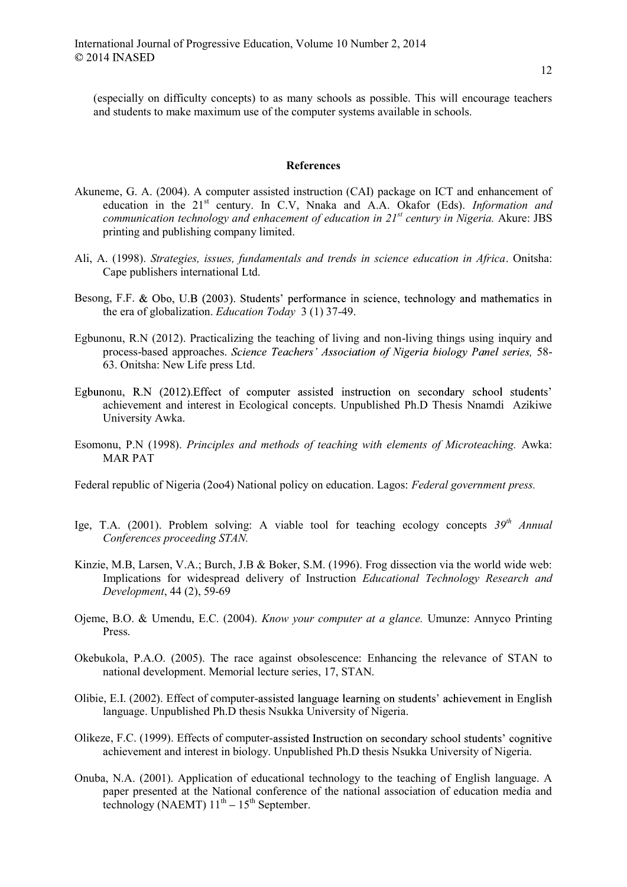(especially on difficulty concepts) to as many schools as possible. This will encourage teachers and students to make maximum use of the computer systems available in schools.

## References

Akuneme, G. A. (2004). A computer assisted instruction (CAI) package on ICT and enhancement of education in the 21st century. In C.V, Nnaka and A.A. Okafor (Eds). *Information and communication technology and enhacement of education in 21st century in Nigeria.* Akure: JBS printing and publishing company limited.

Ali, A. (1998). *Strategies, issues, fundamentals and trends in science education in Africa*. Onitsha: Cape publishers international Ltd.

Besong, F.F. & Obo, U.B (2003). Students' performance in science, technology and mathematics in the era of globalization. *Education Today* 3 (1) 37-49.

Egbunonu, R.N (2012). Practicalizing the teaching of living and non-living things using inquiry and process-based approaches. *Science Teachers' Association of Nigeria biology Panel series,* 58-63. Onitsha: New Life press Ltd.

Egbunonu, R.N (2012).Effect of computer assisted instruction on secondary school students' achievement and interest in Ecological concepts. Unpublished Ph.D Thesis Nnamdi Azikiwe University Awka.

Esomonu, P.N (1998). *Principles and methods of teaching with elements of Microteaching.* Awka: MAR PAT

Federal republic of Nigeria (2oo4) National policy on education. Lagos: *Federal government press.*

Ige, T.A. (2001). Problem solving: A viable tool for teaching ecology concepts *39th Annual Conferences proceeding STAN.*

Kinzie, M.B, Larsen, V.A.; Burch, J.B & Boker, S.M. (1996). Frog dissection via the world wide web: Implications for widespread delivery of Instruction *Educational Technology Research and Development*, 44 (2), 59-69

Ojeme, B.O. & Umendu, E.C. (2004). *Know your computer at a glance.* Umunze: Annyco Printing Press.

Okebukola, P.A.O. (2005). The race against obsolescence: Enhancing the relevance of STAN to national development. Memorial lecture series, 17, STAN.

Olibie, E.I. (2002). Effect of computer-assisted language learning on students' achievement in English language. Unpublished Ph.D thesis Nsukka University of Nigeria.

Olikeze, F.C. (1999). Effects of computer-assisted Instruction on secondary school students' cognitive achievement and interest in biology. Unpublished Ph.D thesis Nsukka University of Nigeria.

Onuba, N.A. (2001). Application of educational technology to the teaching of English language. A paper presented at the National conference of the national association of education media and technology (NAEMT) 11th – 15th September.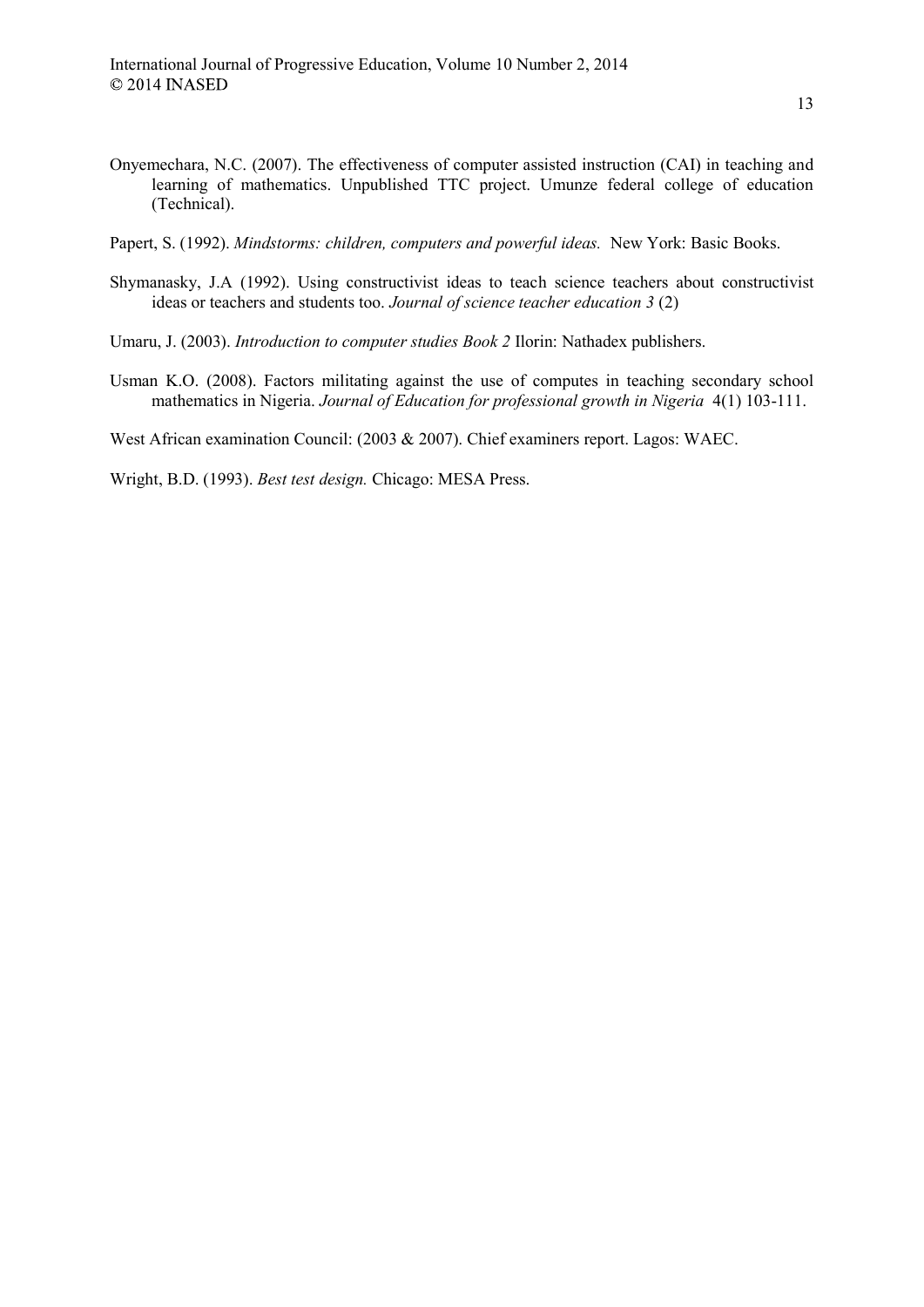Onyemechara, N.C. (2007). The effectiveness of computer assisted instruction (CAI) in teaching and learning of mathematics. Unpublished TTC project. Umunze federal college of education (Technical).

Papert, S. (1992). *Mindstorms: children, computers and powerful ideas.* New York: Basic Books.

Shymanasky, J.A (1992). Using constructivist ideas to teach science teachers about constructivist ideas or teachers and students too. *Journal of science teacher education 3* (2)

Umaru, J. (2003). *Introduction to computer studies Book 2* Ilorin: Nathadex publishers.

Usman K.O. (2008). Factors militating against the use of computes in teaching secondary school mathematics in Nigeria. *Journal of Education for professional growth in Nigeria* 4(1) 103-111.

West African examination Council: (2003 & 2007). Chief examiners report. Lagos: WAEC.

Wright, B.D. (1993). *Best test design.* Chicago: MESA Press.